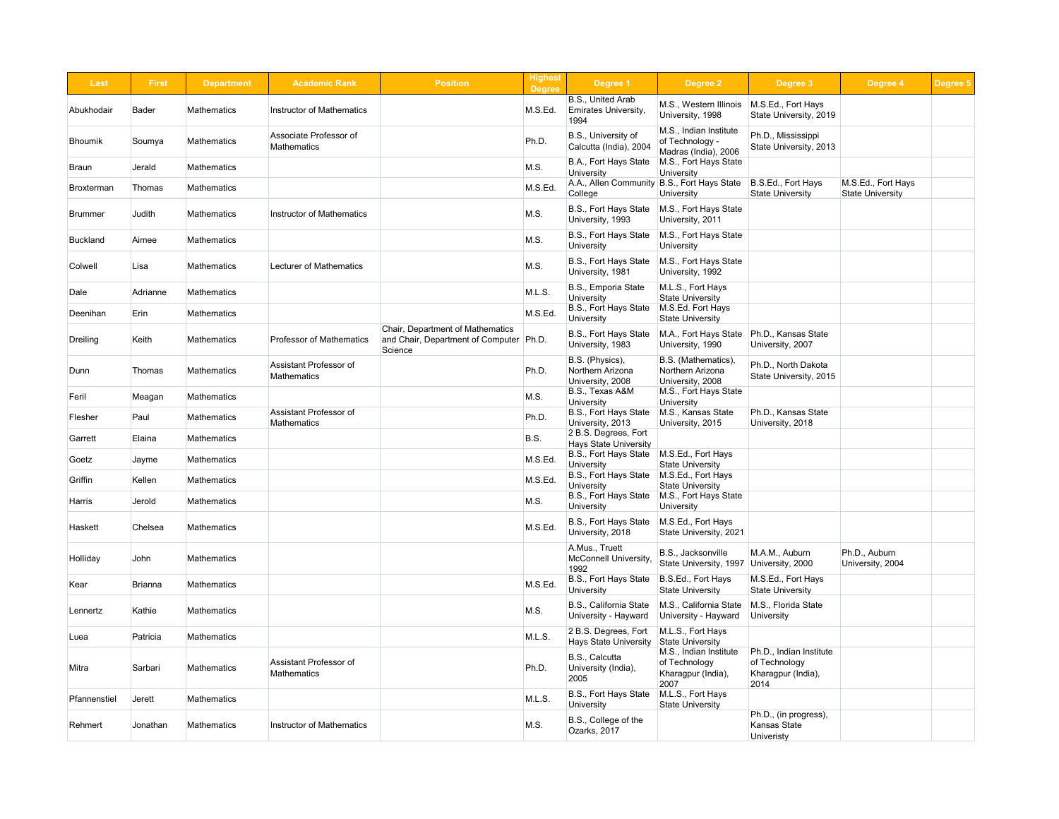| Last | First | Department | Academic Rank | Position | Highest Degree | Degree 1 | Degree 2 | Degree 3 | Degree 4 | Degree 5 |
|---|---|---|---|---|---|---|---|---|---|---|
| Abukhodair | Bader | Mathematics | Instructor of Mathematics | | M.S.Ed. | B.S., United Arab Emirates University, 1994 | M.S., Western Illinois University, 1998 | M.S.Ed., Fort Hays State University, 2019 | | |
| Bhoumik | Soumya | Mathematics | Associate Professor of Mathematics | | Ph.D. | B.S., University of Calcutta (India), 2004 | M.S., Indian Institute of Technology - Madras (India), 2006 | Ph.D., Mississippi State University, 2013 | | |
| Braun | Jerald | Mathematics | | | M.S. | B.A., Fort Hays State University | M.S., Fort Hays State University | | | |
| Broxterman | Thomas | Mathematics | | | M.S.Ed. | A.A., Allen Community College | B.S., Fort Hays State University | B.S.Ed., Fort Hays State University | M.S.Ed., Fort Hays State University | |
| Brummer | Judith | Mathematics | Instructor of Mathematics | | M.S. | B.S., Fort Hays State University, 1993 | M.S., Fort Hays State University, 2011 | | | |
| Buckland | Aimee | Mathematics | | | M.S. | B.S., Fort Hays State University | M.S., Fort Hays State University | | | |
| Colwell | Lisa | Mathematics | Lecturer of Mathematics | | M.S. | B.S., Fort Hays State University, 1981 | M.S., Fort Hays State University, 1992 | | | |
| Dale | Adrianne | Mathematics | | | M.L.S. | B.S., Emporia State University | M.L.S., Fort Hays State University | | | |
| Deenihan | Erin | Mathematics | | | M.S.Ed. | B.S., Fort Hays State University | M.S.Ed. Fort Hays State University | | | |
| Dreiling | Keith | Mathematics | Professor of Mathematics | Chair, Department of Mathematics and Chair, Department of Computer Science | Ph.D. | B.S., Fort Hays State University, 1983 | M.A., Fort Hays State University, 1990 | Ph.D., Kansas State University, 2007 | | |
| Dunn | Thomas | Mathematics | Assistant Professor of Mathematics | | Ph.D. | B.S. (Physics), Northern Arizona University, 2008 | B.S. (Mathematics), Northern Arizona University, 2008 | Ph.D., North Dakota State University, 2015 | | |
| Feril | Meagan | Mathematics | | | M.S. | B.S., Texas A&M University | M.S., Fort Hays State University | | | |
| Flesher | Paul | Mathematics | Assistant Professor of Mathematics | | Ph.D. | B.S., Fort Hays State University, 2013 | M.S., Kansas State University, 2015 | Ph.D., Kansas State University, 2018 | | |
| Garrett | Elaina | Mathematics | | | B.S. | 2 B.S. Degrees, Fort Hays State University | | | | |
| Goetz | Jayme | Mathematics | | | M.S.Ed. | B.S., Fort Hays State University | M.S.Ed., Fort Hays State University | | | |
| Griffin | Kellen | Mathematics | | | M.S.Ed. | B.S., Fort Hays State University | M.S.Ed., Fort Hays State University | | | |
| Harris | Jerold | Mathematics | | | M.S. | B.S., Fort Hays State University | M.S., Fort Hays State University | | | |
| Haskett | Chelsea | Mathematics | | | M.S.Ed. | B.S., Fort Hays State University, 2018 | M.S.Ed., Fort Hays State University, 2021 | | | |
| Holliday | John | Mathematics | | | | A.Mus., Truett McConnell University, 1992 | B.S., Jacksonville State University, 1997 | M.A.M., Auburn University, 2000 | Ph.D., Auburn University, 2004 | |
| Kear | Brianna | Mathematics | | | M.S.Ed. | B.S., Fort Hays State University | B.S.Ed., Fort Hays State University | M.S.Ed., Fort Hays State University | | |
| Lennertz | Kathie | Mathematics | | | M.S. | B.S., California State University - Hayward | M.S., California State University - Hayward | M.S., Florida State University | | |
| Luea | Patricia | Mathematics | | | M.L.S. | 2 B.S. Degrees, Fort Hays State University | M.L.S., Fort Hays State University | | | |
| Mitra | Sarbari | Mathematics | Assistant Professor of Mathematics | | Ph.D. | B.S., Calcutta University (India), 2005 | M.S., Indian Institute of Technology Kharagpur (India), 2007 | Ph.D., Indian Institute of Technology Kharagpur (India), 2014 | | |
| Pfannenstiel | Jerett | Mathematics | | | M.L.S. | B.S., Fort Hays State University | M.L.S., Fort Hays State University | | | |
| Rehmert | Jonathan | Mathematics | Instructor of Mathematics | | M.S. | B.S., College of the Ozarks, 2017 | | Ph.D., (in progress), Kansas State Univeristy | | |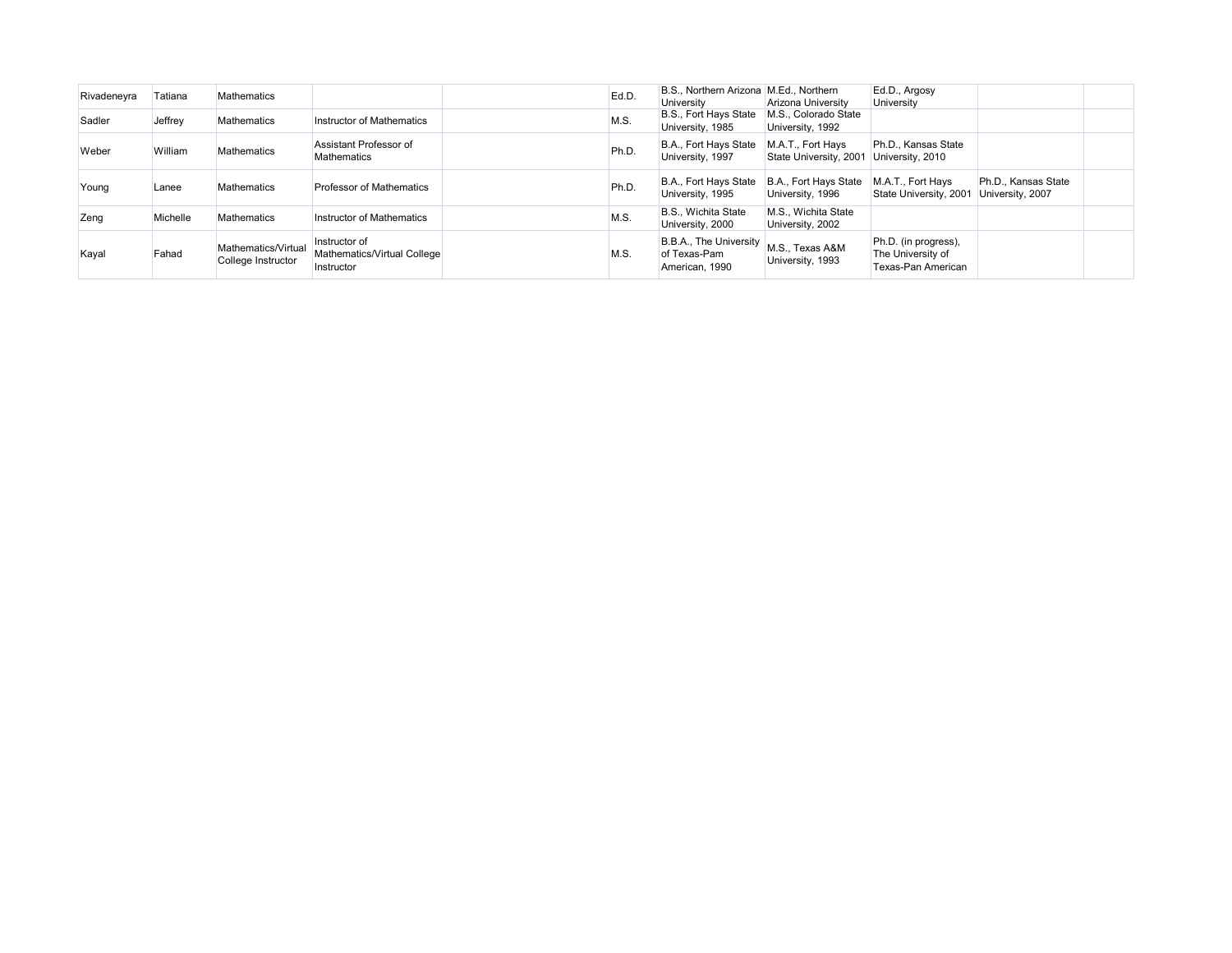| | | | | | | | | | | |
|---|---|---|---|---|---|---|---|---|---|---|
| Rivadeneyra | Tatiana | Mathematics | | | Ed.D. | B.S., Northern Arizona University | M.Ed., Northern Arizona University | Ed.D., Argosy University | | |
| Sadler | Jeffrey | Mathematics | Instructor of Mathematics | | M.S. | B.S., Fort Hays State University, 1985 | M.S., Colorado State University, 1992 | | | |
| Weber | William | Mathematics | Assistant Professor of Mathematics | | Ph.D. | B.A., Fort Hays State University, 1997 | M.A.T., Fort Hays State University, 2001 | Ph.D., Kansas State University, 2010 | | |
| Young | Lanee | Mathematics | Professor of Mathematics | | Ph.D. | B.A., Fort Hays State University, 1995 | B.A., Fort Hays State University, 1996 | M.A.T., Fort Hays State University, 2001 | Ph.D., Kansas State University, 2007 | |
| Zeng | Michelle | Mathematics | Instructor of Mathematics | | M.S. | B.S., Wichita State University, 2000 | M.S., Wichita State University, 2002 | | | |
| Kayal | Fahad | Mathematics/Virtual College Instructor | Instructor of Mathematics/Virtual College Instructor | | M.S. | B.B.A., The University of Texas-Pam American, 1990 | M.S., Texas A&M University, 1993 | Ph.D. (in progress), The University of Texas-Pan American | | |